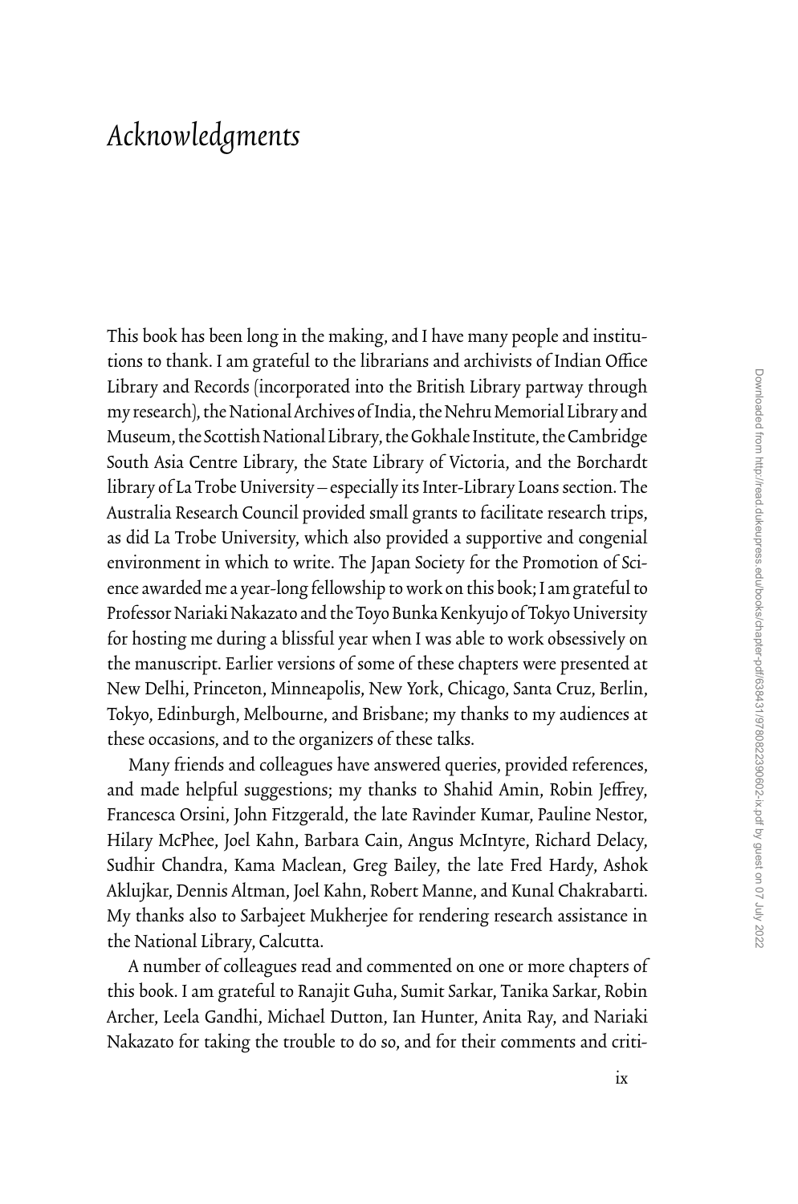# Acknowledgments

This book has been long in the making, and I have many people and institutions to thank. I am grateful to the librarians and archivists of Indian Office Library and Records (incorporated into the British Library partway through my research), the National Archives of India, the Nehru Memorial Library and Museum, the Scottish National Library, the Gokhale Institute, the Cambridge South Asia Centre Library, the State Library of Victoria, and the Borchardt library of La Trobe University—especially its Inter-Library Loans section. The Australia Research Council provided small grants to facilitate research trips, as did La Trobe University, which also provided a supportive and congenial environment in which to write. The Japan Society for the Promotion of Science awarded me a year-long fellowship to work on this book; I am grateful to Professor Nariaki Nakazato and the Toyo Bunka Kenkyujo of Tokyo University for hosting me during a blissful year when I was able to work obsessively on the manuscript. Earlier versions of some of these chapters were presented at New Delhi, Princeton, Minneapolis, New York, Chicago, Santa Cruz, Berlin, Tokyo, Edinburgh, Melbourne, and Brisbane; my thanks to my audiences at these occasions, and to the organizers of these talks.

Many friends and colleagues have answered queries, provided references, and made helpful suggestions; my thanks to Shahid Amin, Robin Jeffrey, Francesca Orsini, John Fitzgerald, the late Ravinder Kumar, Pauline Nestor, Hilary McPhee, Joel Kahn, Barbara Cain, Angus McIntyre, Richard Delacy, Sudhir Chandra, Kama Maclean, Greg Bailey, the late Fred Hardy, Ashok Aklujkar, Dennis Altman, Joel Kahn, Robert Manne, and Kunal Chakrabarti. My thanks also to Sarbajeet Mukherjee for rendering research assistance in the National Library, Calcutta.

A number of colleagues read and commented on one or more chapters of this book. I am grateful to Ranajit Guha, Sumit Sarkar, Tanika Sarkar, Robin Archer, Leela Gandhi, Michael Dutton, Ian Hunter, Anita Ray, and Nariaki Nakazato for taking the trouble to do so, and for their comments and criti-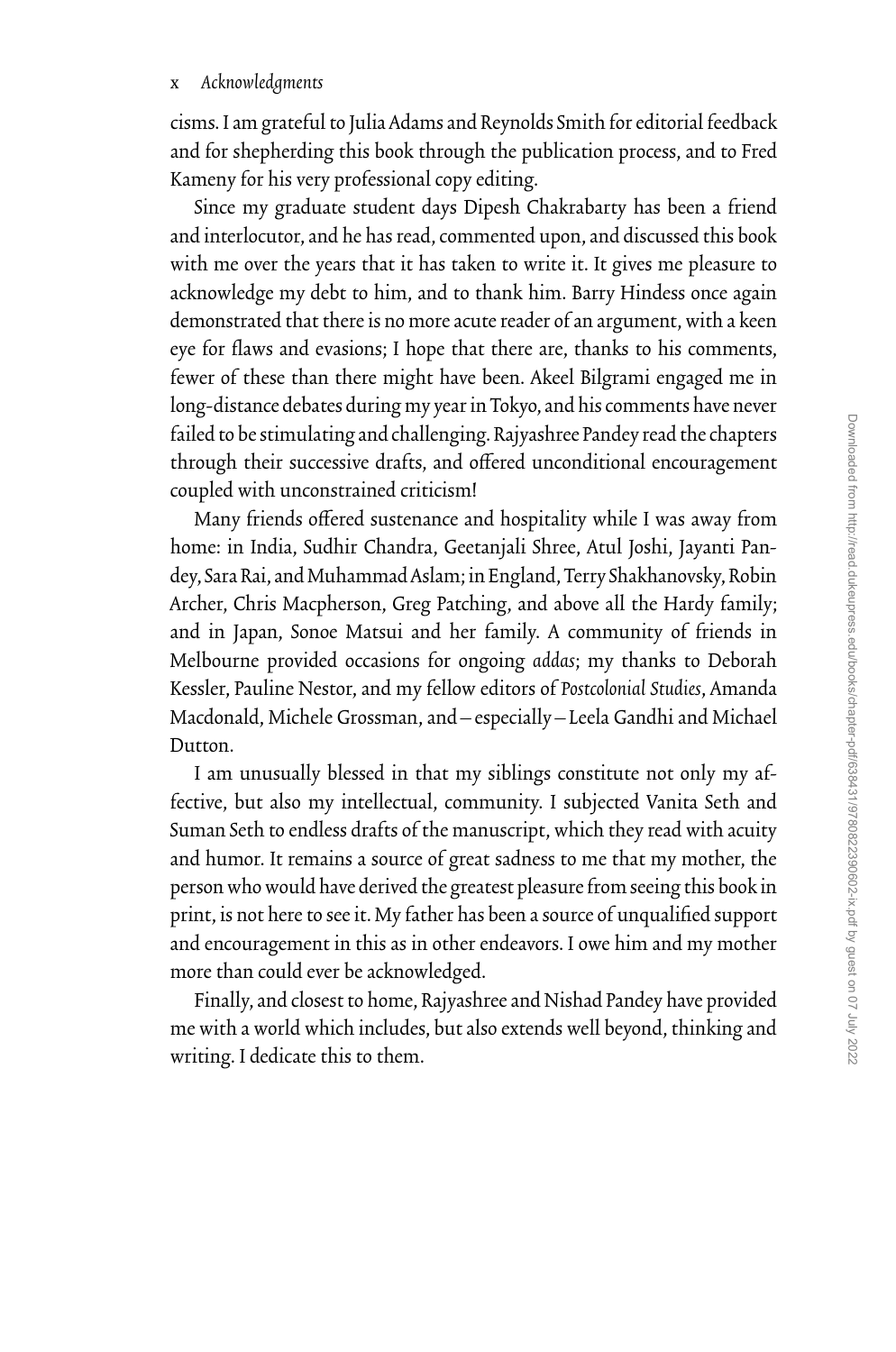cisms. I am grateful to Julia Adams and Reynolds Smith for editorial feedback and for shepherding this book through the publication process, and to Fred Kameny for his very professional copy editing.

Since my graduate student days Dipesh Chakrabarty has been a friend and interlocutor, and he has read, commented upon, and discussed this book with me over the years that it has taken to write it. It gives me pleasure to acknowledge my debt to him, and to thank him. Barry Hindess once again demonstrated that there is no more acute reader of an argument, with a keen eye for flaws and evasions; I hope that there are, thanks to his comments, fewer of these than there might have been. Akeel Bilgrami engaged me in long-distance debates during my year in Tokyo, and his comments have never failed to be stimulating and challenging. Rajyashree Pandey read the chapters through their successive drafts, and offered unconditional encouragement coupled with unconstrained criticism!

Many friends offered sustenance and hospitality while I was away from home: in India, Sudhir Chandra, Geetanjali Shree, Atul Joshi, Jayanti Pandey, Sara Rai, and Muhammad Aslam; in England, Terry Shakhanovsky, Robin Archer, Chris Macpherson, Greg Patching, and above all the Hardy family; and in Japan, Sonoe Matsui and her family. A community of friends in Melbourne provided occasions for ongoing *addas*; my thanks to Deborah Kessler, Pauline Nestor, and my fellow editors of *Postcolonial Studies*, Amanda Macdonald, Michele Grossman, and—especially—Leela Gandhi and Michael Dutton.

I am unusually blessed in that my siblings constitute not only my affective, but also my intellectual, community. I subjected Vanita Seth and Suman Seth to endless drafts of the manuscript, which they read with acuity and humor. It remains a source of great sadness to me that my mother, the person who would have derived the greatest pleasure from seeing this book in print, is not here to see it. My father has been a source of unqualified support and encouragement in this as in other endeavors. I owe him and my mother more than could ever be acknowledged.

Finally, and closest to home, Rajyashree and Nishad Pandey have provided me with a world which includes, but also extends well beyond, thinking and writing. I dedicate this to them.